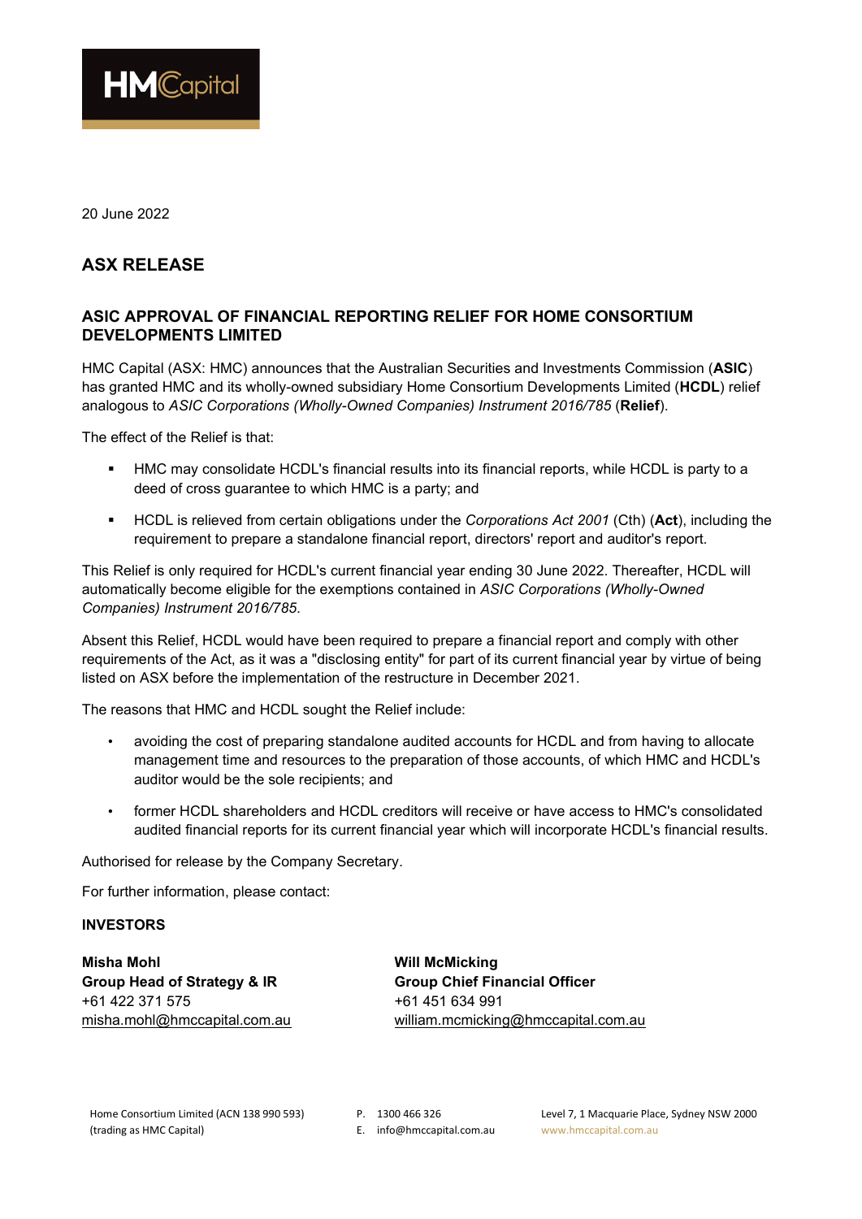HMCapital

20 June 2022

## ASX RELEASE

### ASIC APPROVAL OF FINANCIAL REPORTING RELIEF FOR HOME CONSORTIUM DEVELOPMENTS LIMITED

HMC Capital (ASX: HMC) announces that the Australian Securities and Investments Commission (**ASIC**) has granted HMC and its wholly-owned subsidiary Home Consortium Developments Limited (**HCDL**) relief analogous to *ASIC Corporations (Wholly-Owned Companies) Instrument 2016/785* (**Relief**).

The effect of the Relief is that:

- HMC may consolidate HCDL's financial results into its financial reports, while HCDL is party to a deed of cross guarantee to which HMC is a party; and
- HCDL is relieved from certain obligations under the *Corporations Act 2001* (Cth) (**Act**), including the requirement to prepare a standalone financial report, directors' report and auditor's report.

This Relief is only required for HCDL's current financial year ending 30 June 2022. Thereafter, HCDL will automatically become eligible for the exemptions contained in *ASIC Corporations (Wholly-Owned Companies) Instrument 2016/785*.

Absent this Relief, HCDL would have been required to prepare a financial report and comply with other requirements of the Act, as it was a "disclosing entity" for part of its current financial year by virtue of being listed on ASX before the implementation of the restructure in December 2021.

The reasons that HMC and HCDL sought the Relief include:

- avoiding the cost of preparing standalone audited accounts for HCDL and from having to allocate management time and resources to the preparation of those accounts, of which HMC and HCDL's auditor would be the sole recipients; and
- former HCDL shareholders and HCDL creditors will receive or have access to HMC's consolidated audited financial reports for its current financial year which will incorporate HCDL's financial results.

Authorised for release by the Company Secretary.

For further information, please contact:

**INVESTORS**

**Misha Mohl**
**Group Head of Strategy & IR**
+61 422 371 575
misha.mohl@hmccapital.com.au

**Will McMicking**
**Group Chief Financial Officer**
+61 451 634 991
william.mcmicking@hmccapital.com.au

Home Consortium Limited (ACN 138 990 593) (trading as HMC Capital)
P. 1300 466 326
E. info@hmccapital.com.au
Level 7, 1 Macquarie Place, Sydney NSW 2000
www.hmccapital.com.au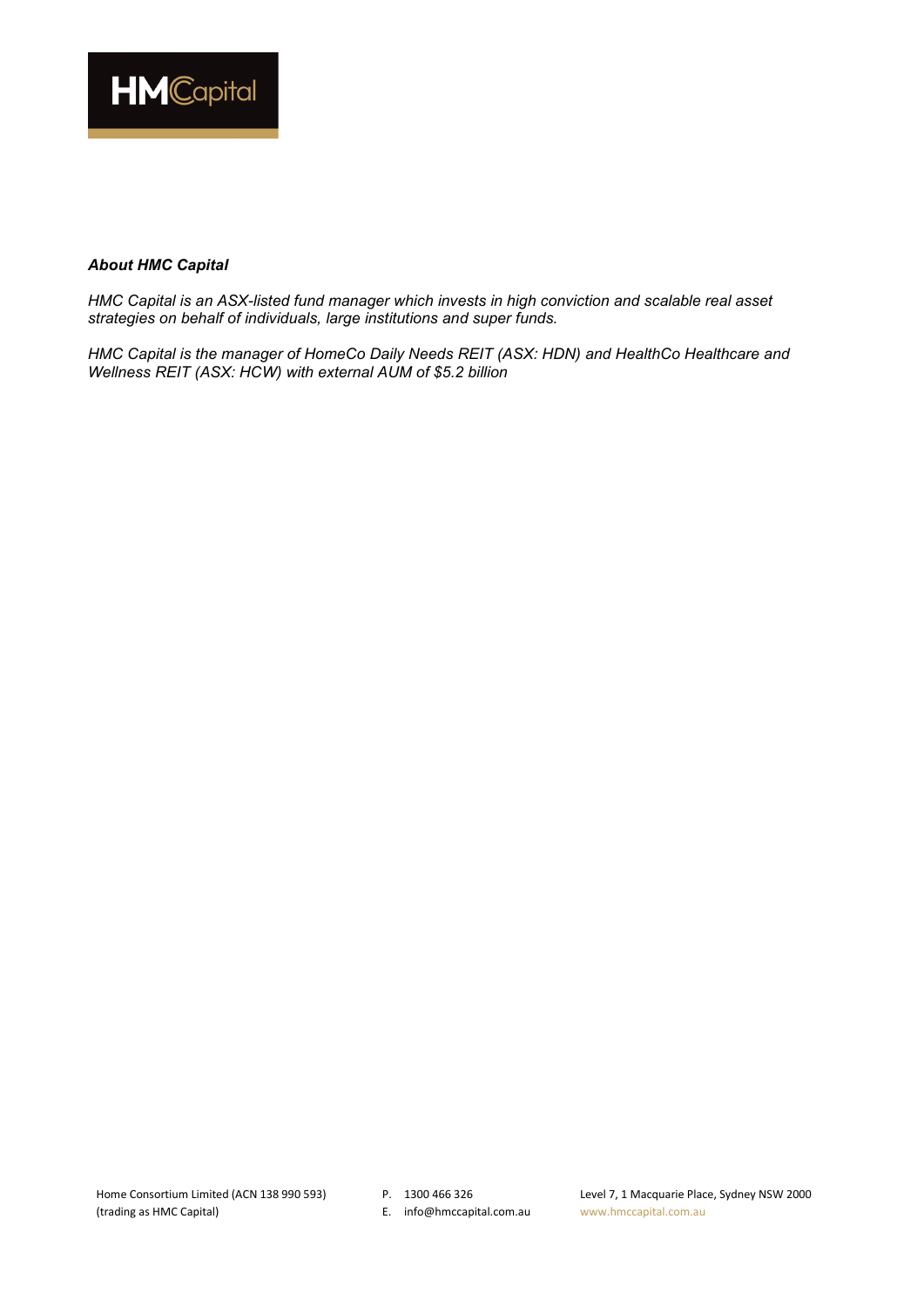***About HMC Capital***

*HMC Capital is an ASX-listed fund manager which invests in high conviction and scalable real asset strategies on behalf of individuals, large institutions and super funds.*

*HMC Capital is the manager of HomeCo Daily Needs REIT (ASX: HDN) and HealthCo Healthcare and Wellness REIT (ASX: HCW) with external AUM of $5.2 billion*

Home Consortium Limited (ACN 138 990 593)
(trading as HMC Capital)

P. 1300 466 326
E. info@hmccapital.com.au

Level 7, 1 Macquarie Place, Sydney NSW 2000
www.hmccapital.com.au